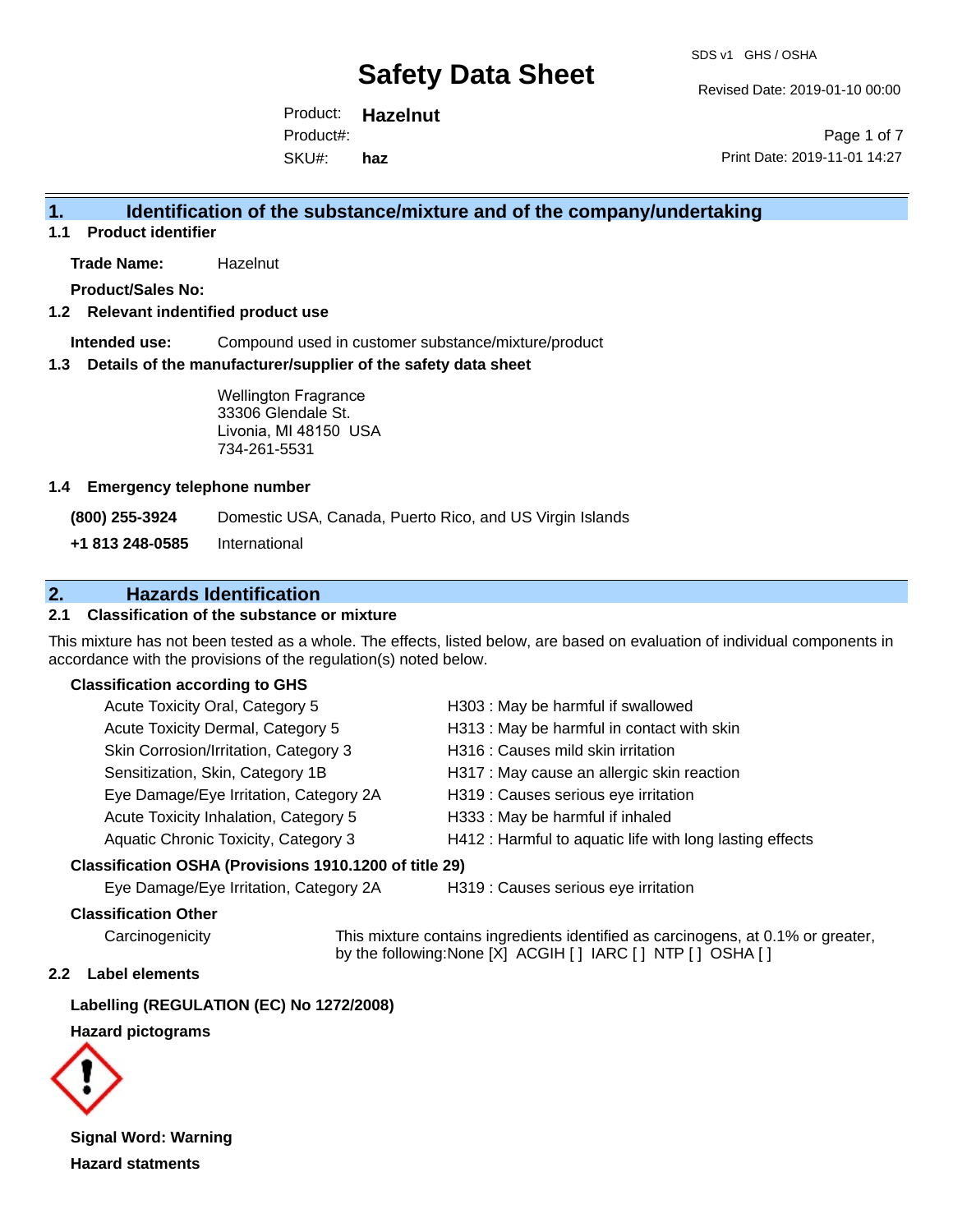# Safety Data Sheet

SDS v1 GHS / OSHA

Revised Date: 2019-01-10 00:00

Product: **Hazelnut**

Product#:

SKU#: **haz**

Print Date: 2019-11-01 14:27

## 1. Identification of the substance/mixture and of the company/undertaking

### 1.1 Product identifier

**Trade Name:** Hazelnut

**Product/Sales No:**

### 1.2 Relevant identified product use

**Intended use:** Compound used in customer substance/mixture/product

### 1.3 Details of the manufacturer/supplier of the safety data sheet

Wellington Fragrance
33306 Glendale St.
Livonia, MI 48150 USA
734-261-5531

### 1.4 Emergency telephone number

**(800) 255-3924** Domestic USA, Canada, Puerto Rico, and US Virgin Islands

**+1 813 248-0585** International

## 2. Hazards Identification

### 2.1 Classification of the substance or mixture

This mixture has not been tested as a whole. The effects, listed below, are based on evaluation of individual components in accordance with the provisions of the regulation(s) noted below.

**Classification according to GHS**

| | |
|---|---|
| Acute Toxicity Oral, Category 5 | H303 : May be harmful if swallowed |
| Acute Toxicity Dermal, Category 5 | H313 : May be harmful in contact with skin |
| Skin Corrosion/Irritation, Category 3 | H316 : Causes mild skin irritation |
| Sensitization, Skin, Category 1B | H317 : May cause an allergic skin reaction |
| Eye Damage/Eye Irritation, Category 2A | H319 : Causes serious eye irritation |
| Acute Toxicity Inhalation, Category 5 | H333 : May be harmful if inhaled |
| Aquatic Chronic Toxicity, Category 3 | H412 : Harmful to aquatic life with long lasting effects |

**Classification OSHA (Provisions 1910.1200 of title 29)**

| | |
|---|---|
| Eye Damage/Eye Irritation, Category 2A | H319 : Causes serious eye irritation |

**Classification Other**

Carcinogenicity: This mixture contains ingredients identified as carcinogens, at 0.1% or greater, by the following:None [X] ACGIH [ ] IARC [ ] NTP [ ] OSHA [ ]

### 2.2 Label elements

**Labelling (REGULATION (EC) No 1272/2008)**

**Hazard pictograms**

**Signal Word: Warning**

**Hazard statments**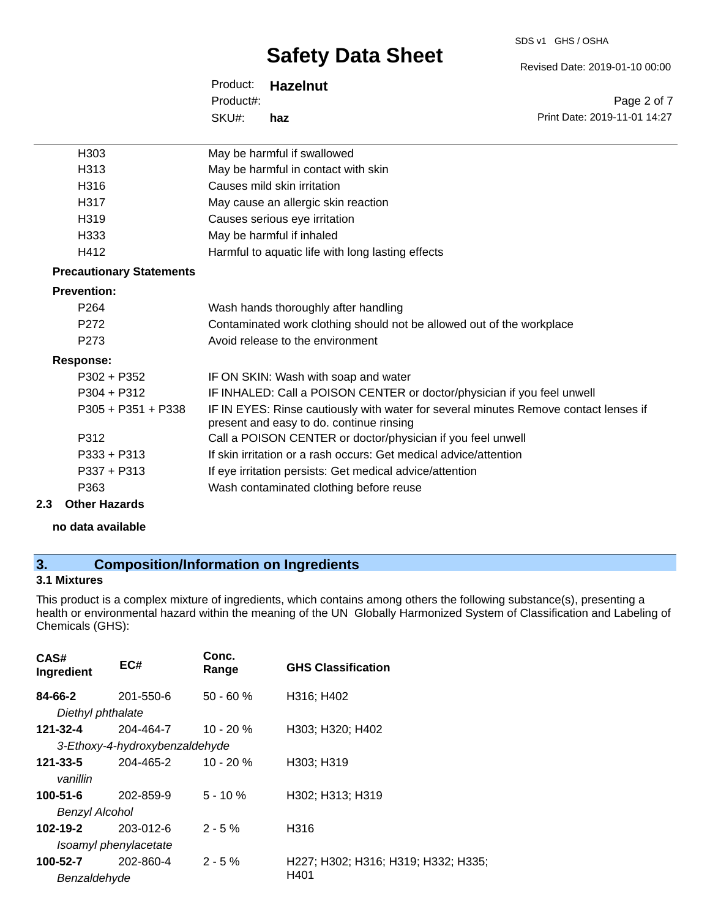| | |
|---|---|
| H303 | May be harmful if swallowed |
| H313 | May be harmful in contact with skin |
| H316 | Causes mild skin irritation |
| H317 | May cause an allergic skin reaction |
| H319 | Causes serious eye irritation |
| H333 | May be harmful if inhaled |
| H412 | Harmful to aquatic life with long lasting effects |

**Precautionary Statements**

**Prevention:**

| | |
|---|---|
| P264 | Wash hands thoroughly after handling |
| P272 | Contaminated work clothing should not be allowed out of the workplace |
| P273 | Avoid release to the environment |

**Response:**

| | |
|---|---|
| P302 + P352 | IF ON SKIN: Wash with soap and water |
| P304 + P312 | IF INHALED: Call a POISON CENTER or doctor/physician if you feel unwell |
| P305 + P351 + P338 | IF IN EYES: Rinse cautiously with water for several minutes Remove contact lenses if present and easy to do. continue rinsing |
| P312 | Call a POISON CENTER or doctor/physician if you feel unwell |
| P333 + P313 | If skin irritation or a rash occurs: Get medical advice/attention |
| P337 + P313 | If eye irritation persists: Get medical advice/attention |
| P363 | Wash contaminated clothing before reuse |

### 2.3 Other Hazards

**no data available**

## 3. Composition/Information on Ingredients

### 3.1 Mixtures

This product is a complex mixture of ingredients, which contains among others the following substance(s), presenting a health or environmental hazard within the meaning of the UN Globally Harmonized System of Classification and Labeling of Chemicals (GHS):

| CAS# Ingredient | EC# | Conc. Range | GHS Classification |
|---|---|---|---|
| **84-66-2** *Diethyl phthalate* | 201-550-6 | 50 - 60 % | H316; H402 |
| **121-32-4** *3-Ethoxy-4-hydroxybenzaldehyde* | 204-464-7 | 10 - 20 % | H303; H320; H402 |
| **121-33-5** *vanillin* | 204-465-2 | 10 - 20 % | H303; H319 |
| **100-51-6** *Benzyl Alcohol* | 202-859-9 | 5 - 10 % | H302; H313; H319 |
| **102-19-2** *Isoamyl phenylacetate* | 203-012-6 | 2 - 5 % | H316 |
| **100-52-7** *Benzaldehyde* | 202-860-4 | 2 - 5 % | H227; H302; H316; H319; H332; H335; H401 |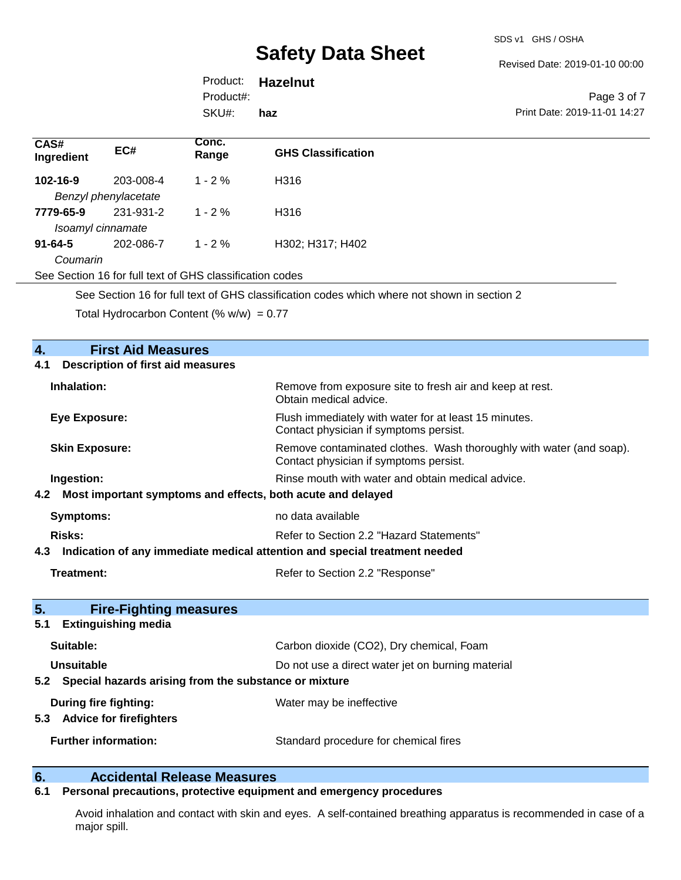| CAS# Ingredient | EC# | Conc. Range | GHS Classification |
|---|---|---|---|
| **102-16-9** | 203-008-4 | 1 - 2 % | H316 |
| *Benzyl phenylacetate* | | | |
| **7779-65-9** | 231-931-2 | 1 - 2 % | H316 |
| *Isoamyl cinnamate* | | | |
| **91-64-5** | 202-086-7 | 1 - 2 % | H302; H317; H402 |
| *Coumarin* | | | |

See Section 16 for full text of GHS classification codes

See Section 16 for full text of GHS classification codes which where not shown in section 2

Total Hydrocarbon Content (% w/w) = 0.77

## 4. First Aid Measures

### 4.1 Description of first aid measures

| | |
|---|---|
| **Inhalation:** | Remove from exposure site to fresh air and keep at rest. Obtain medical advice. |
| **Eye Exposure:** | Flush immediately with water for at least 15 minutes. Contact physician if symptoms persist. |
| **Skin Exposure:** | Remove contaminated clothes. Wash thoroughly with water (and soap). Contact physician if symptoms persist. |
| **Ingestion:** | Rinse mouth with water and obtain medical advice. |

### 4.2 Most important symptoms and effects, both acute and delayed

| | |
|---|---|
| **Symptoms:** | no data available |
| **Risks:** | Refer to Section 2.2 "Hazard Statements" |

### 4.3 Indication of any immediate medical attention and special treatment needed

| | |
|---|---|
| **Treatment:** | Refer to Section 2.2 "Response" |

## 5. Fire-Fighting measures

### 5.1 Extinguishing media

| | |
|---|---|
| **Suitable:** | Carbon dioxide ($CO_2$), Dry chemical, Foam |
| **Unsuitable** | Do not use a direct water jet on burning material |

### 5.2 Special hazards arising from the substance or mixture

| | |
|---|---|
| **During fire fighting:** | Water may be ineffective |

### 5.3 Advice for firefighters

| | |
|---|---|
| **Further information:** | Standard procedure for chemical fires |

## 6. Accidental Release Measures

### 6.1 Personal precautions, protective equipment and emergency procedures

Avoid inhalation and contact with skin and eyes. A self-contained breathing apparatus is recommended in case of a major spill.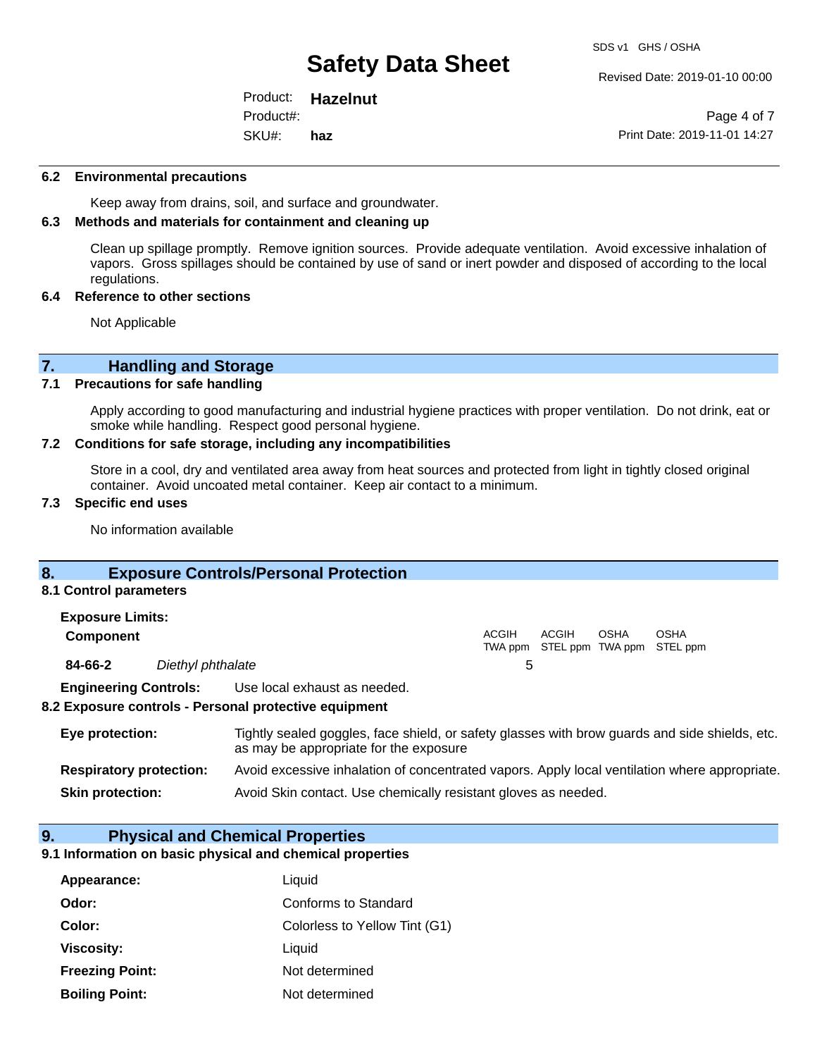### 6.2 Environmental precautions

Keep away from drains, soil, and surface and groundwater.

### 6.3 Methods and materials for containment and cleaning up

Clean up spillage promptly. Remove ignition sources. Provide adequate ventilation. Avoid excessive inhalation of vapors. Gross spillages should be contained by use of sand or inert powder and disposed of according to the local regulations.

### 6.4 Reference to other sections

Not Applicable

## 7. Handling and Storage

### 7.1 Precautions for safe handling

Apply according to good manufacturing and industrial hygiene practices with proper ventilation. Do not drink, eat or smoke while handling. Respect good personal hygiene.

### 7.2 Conditions for safe storage, including any incompatibilities

Store in a cool, dry and ventilated area away from heat sources and protected from light in tightly closed original container. Avoid uncoated metal container. Keep air contact to a minimum.

### 7.3 Specific end uses

No information available

## 8. Exposure Controls/Personal Protection

### 8.1 Control parameters

**Exposure Limits:**

| Component | | ACGIH TWA ppm | ACGIH STEL ppm | OSHA TWA ppm | OSHA STEL ppm |
|---|---|---|---|---|---|
| **84-66-2** | *Diethyl phthalate* | 5 | | | |

**Engineering Controls:** Use local exhaust as needed.

### 8.2 Exposure controls - Personal protective equipment

**Eye protection:** Tightly sealed goggles, face shield, or safety glasses with brow guards and side shields, etc. as may be appropriate for the exposure

**Respiratory protection:** Avoid excessive inhalation of concentrated vapors. Apply local ventilation where appropriate.

**Skin protection:** Avoid Skin contact. Use chemically resistant gloves as needed.

## 9. Physical and Chemical Properties

### 9.1 Information on basic physical and chemical properties

**Appearance:** Liquid

**Odor:** Conforms to Standard

**Color:** Colorless to Yellow Tint (G1)

**Viscosity:** Liquid

**Freezing Point:** Not determined

**Boiling Point:** Not determined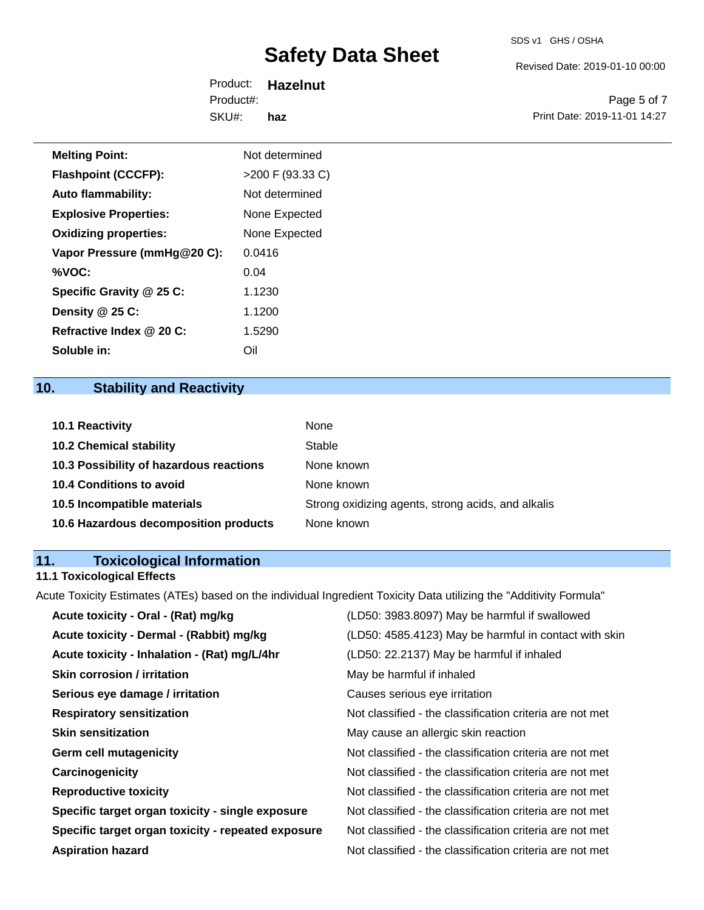| | |
|---|---|
| **Melting Point:** | Not determined |
| **Flashpoint (CCCFP):** | >200 F (93.33 C) |
| **Auto flammability:** | Not determined |
| **Explosive Properties:** | None Expected |
| **Oxidizing properties:** | None Expected |
| **Vapor Pressure (mmHg@20 C):** | 0.0416 |
| **%VOC:** | 0.04 |
| **Specific Gravity @ 25 C:** | 1.1230 |
| **Density @ 25 C:** | 1.1200 |
| **Refractive Index @ 20 C:** | 1.5290 |
| **Soluble in:** | Oil |

## 10. Stability and Reactivity

| | |
|---|---|
| **10.1 Reactivity** | None |
| **10.2 Chemical stability** | Stable |
| **10.3 Possibility of hazardous reactions** | None known |
| **10.4 Conditions to avoid** | None known |
| **10.5 Incompatible materials** | Strong oxidizing agents, strong acids, and alkalis |
| **10.6 Hazardous decomposition products** | None known |

## 11. Toxicological Information

### 11.1 Toxicological Effects

Acute Toxicity Estimates (ATEs) based on the individual Ingredient Toxicity Data utilizing the "Additivity Formula"

| | |
|---|---|
| **Acute toxicity - Oral - (Rat) mg/kg** | (LD50: 3983.8097) May be harmful if swallowed |
| **Acute toxicity - Dermal - (Rabbit) mg/kg** | (LD50: 4585.4123) May be harmful in contact with skin |
| **Acute toxicity - Inhalation - (Rat) mg/L/4hr** | (LD50: 22.2137) May be harmful if inhaled |
| **Skin corrosion / irritation** | May be harmful if inhaled |
| **Serious eye damage / irritation** | Causes serious eye irritation |
| **Respiratory sensitization** | Not classified - the classification criteria are not met |
| **Skin sensitization** | May cause an allergic skin reaction |
| **Germ cell mutagenicity** | Not classified - the classification criteria are not met |
| **Carcinogenicity** | Not classified - the classification criteria are not met |
| **Reproductive toxicity** | Not classified - the classification criteria are not met |
| **Specific target organ toxicity - single exposure** | Not classified - the classification criteria are not met |
| **Specific target organ toxicity - repeated exposure** | Not classified - the classification criteria are not met |
| **Aspiration hazard** | Not classified - the classification criteria are not met |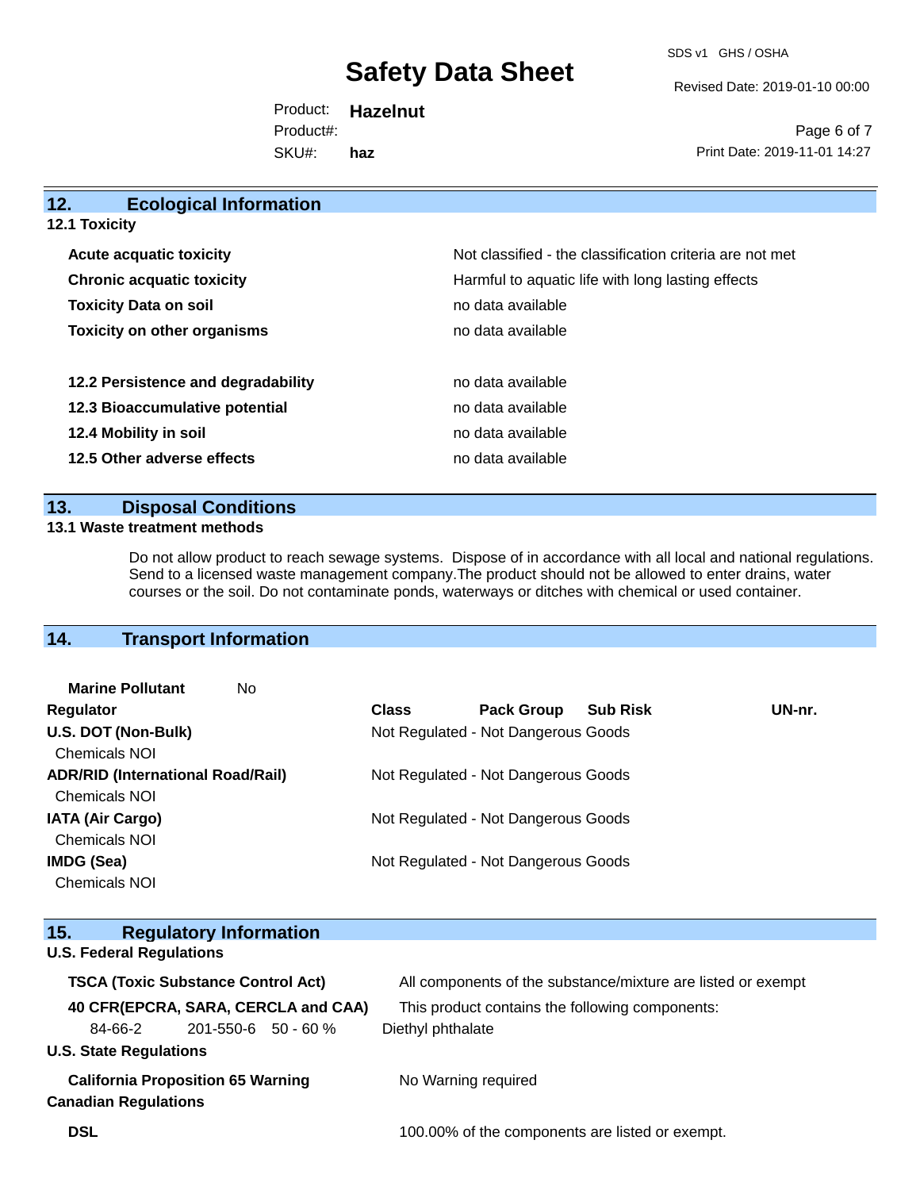## 12. Ecological Information

### 12.1 Toxicity

| | |
|---|---|
| **Acute acquatic toxicity** | Not classified - the classification criteria are not met |
| **Chronic acquatic toxicity** | Harmful to aquatic life with long lasting effects |
| **Toxicity Data on soil** | no data available |
| **Toxicity on other organisms** | no data available |

| | |
|---|---|
| **12.2 Persistence and degradability** | no data available |
| **12.3 Bioaccumulative potential** | no data available |
| **12.4 Mobility in soil** | no data available |
| **12.5 Other adverse effects** | no data available |

## 13. Disposal Conditions

### 13.1 Waste treatment methods

Do not allow product to reach sewage systems. Dispose of in accordance with all local and national regulations. Send to a licensed waste management company.The product should not be allowed to enter drains, water courses or the soil. Do not contaminate ponds, waterways or ditches with chemical or used container.

## 14. Transport Information

**Marine Pollutant** No

| Regulator | Class | Pack Group | Sub Risk | UN-nr. |
|---|---|---|---|---|
| **U.S. DOT (Non-Bulk)**<br>Chemicals NOI | Not Regulated - Not Dangerous Goods | | | |
| **ADR/RID (International Road/Rail)**<br>Chemicals NOI | Not Regulated - Not Dangerous Goods | | | |
| **IATA (Air Cargo)**<br>Chemicals NOI | Not Regulated - Not Dangerous Goods | | | |
| **IMDG (Sea)**<br>Chemicals NOI | Not Regulated - Not Dangerous Goods | | | |

## 15. Regulatory Information

### U.S. Federal Regulations

**TSCA (Toxic Substance Control Act)** — All components of the substance/mixture are listed or exempt

**40 CFR(EPCRA, SARA, CERCLA and CAA)** — This product contains the following components:

| | | | |
|---|---|---|---|
| 84-66-2 | 201-550-6 | 50 - 60 % | Diethyl phthalate |

### U.S. State Regulations

**California Proposition 65 Warning** — No Warning required

### Canadian Regulations

**DSL** — 100.00% of the components are listed or exempt.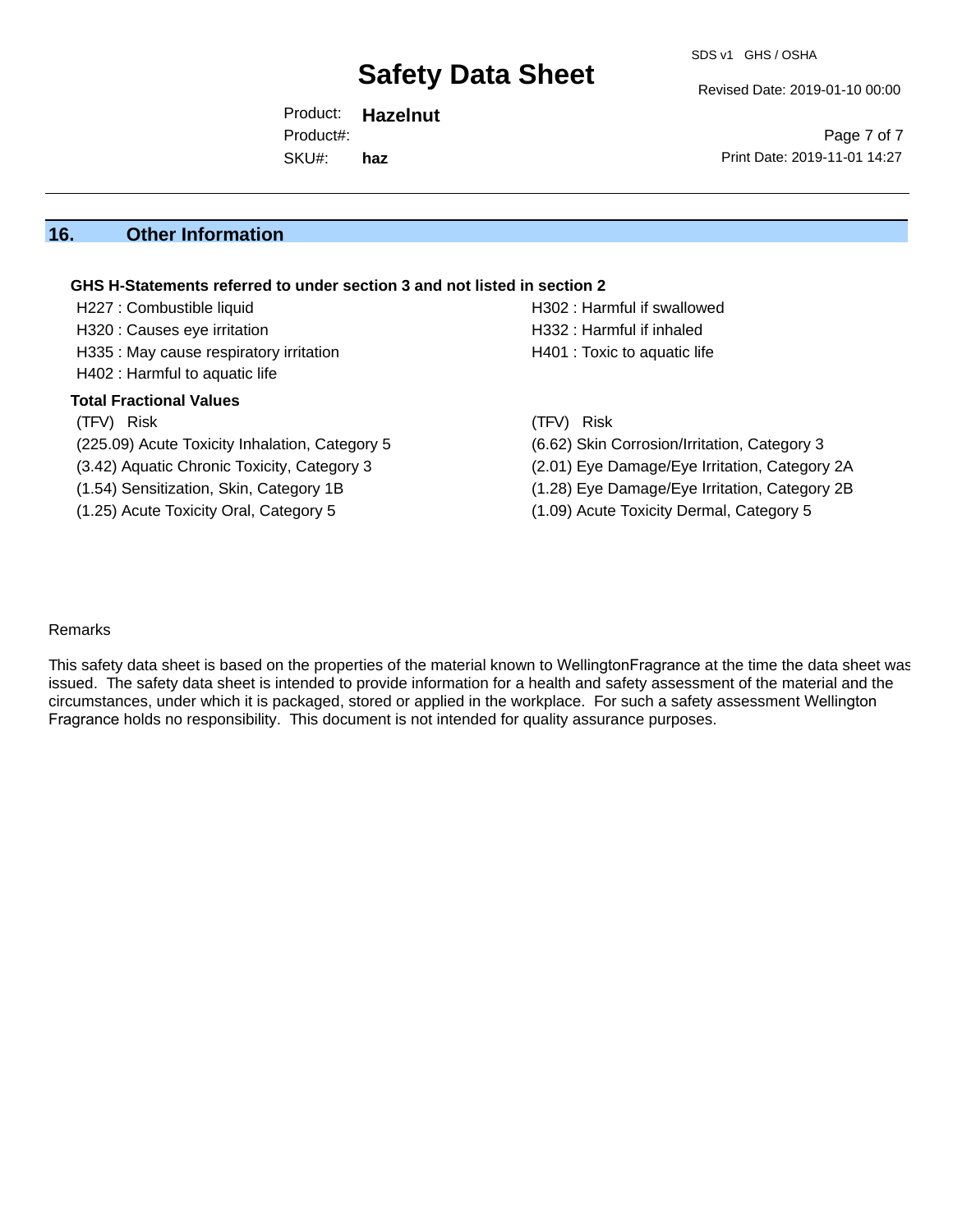## 16. Other Information

**GHS H-Statements referred to under section 3 and not listed in section 2**

H227 : Combustible liquid
H320 : Causes eye irritation
H335 : May cause respiratory irritation
H402 : Harmful to aquatic life
H302 : Harmful if swallowed
H332 : Harmful if inhaled
H401 : Toxic to aquatic life

**Total Fractional Values**

(TFV) Risk
(225.09) Acute Toxicity Inhalation, Category 5
(3.42) Aquatic Chronic Toxicity, Category 3
(1.54) Sensitization, Skin, Category 1B
(1.25) Acute Toxicity Oral, Category 5

(TFV) Risk
(6.62) Skin Corrosion/Irritation, Category 3
(2.01) Eye Damage/Eye Irritation, Category 2A
(1.28) Eye Damage/Eye Irritation, Category 2B
(1.09) Acute Toxicity Dermal, Category 5

Remarks

This safety data sheet is based on the properties of the material known to WellingtonFragrance at the time the data sheet was issued. The safety data sheet is intended to provide information for a health and safety assessment of the material and the circumstances, under which it is packaged, stored or applied in the workplace. For such a safety assessment Wellington Fragrance holds no responsibility. This document is not intended for quality assurance purposes.